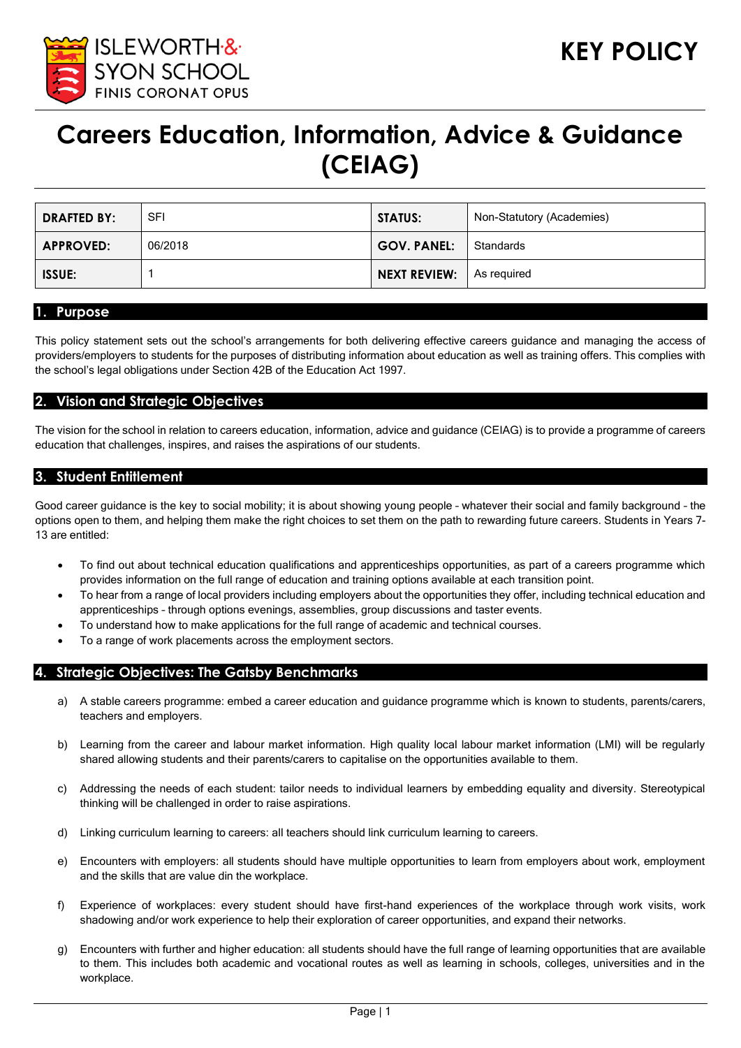ISLEWORTH & SYON SCHOOL
FINIS CORONAT OPUS

**KEY POLICY**

# Careers Education, Information, Advice & Guidance (CEIAG)

| **DRAFTED BY:** | SFI | **STATUS:** | Non-Statutory (Academies) |
|---|---|---|---|
| **APPROVED:** | 06/2018 | **GOV. PANEL:** | Standards |
| **ISSUE:** | 1 | **NEXT REVIEW:** | As required |

## 1. Purpose

This policy statement sets out the school's arrangements for both delivering effective careers guidance and managing the access of providers/employers to students for the purposes of distributing information about education as well as training offers. This complies with the school's legal obligations under Section 42B of the Education Act 1997.

## 2. Vision and Strategic Objectives

The vision for the school in relation to careers education, information, advice and guidance (CEIAG) is to provide a programme of careers education that challenges, inspires, and raises the aspirations of our students.

## 3. Student Entitlement

Good career guidance is the key to social mobility; it is about showing young people – whatever their social and family background – the options open to them, and helping them make the right choices to set them on the path to rewarding future careers. Students in Years 7-13 are entitled:

- To find out about technical education qualifications and apprenticeships opportunities, as part of a careers programme which provides information on the full range of education and training options available at each transition point.
- To hear from a range of local providers including employers about the opportunities they offer, including technical education and apprenticeships – through options evenings, assemblies, group discussions and taster events.
- To understand how to make applications for the full range of academic and technical courses.
- To a range of work placements across the employment sectors.

## 4. Strategic Objectives: The Gatsby Benchmarks

a) A stable careers programme: embed a career education and guidance programme which is known to students, parents/carers, teachers and employers.

b) Learning from the career and labour market information. High quality local labour market information (LMI) will be regularly shared allowing students and their parents/carers to capitalise on the opportunities available to them.

c) Addressing the needs of each student: tailor needs to individual learners by embedding equality and diversity. Stereotypical thinking will be challenged in order to raise aspirations.

d) Linking curriculum learning to careers: all teachers should link curriculum learning to careers.

e) Encounters with employers: all students should have multiple opportunities to learn from employers about work, employment and the skills that are value din the workplace.

f) Experience of workplaces: every student should have first-hand experiences of the workplace through work visits, work shadowing and/or work experience to help their exploration of career opportunities, and expand their networks.

g) Encounters with further and higher education: all students should have the full range of learning opportunities that are available to them. This includes both academic and vocational routes as well as learning in schools, colleges, universities and in the workplace.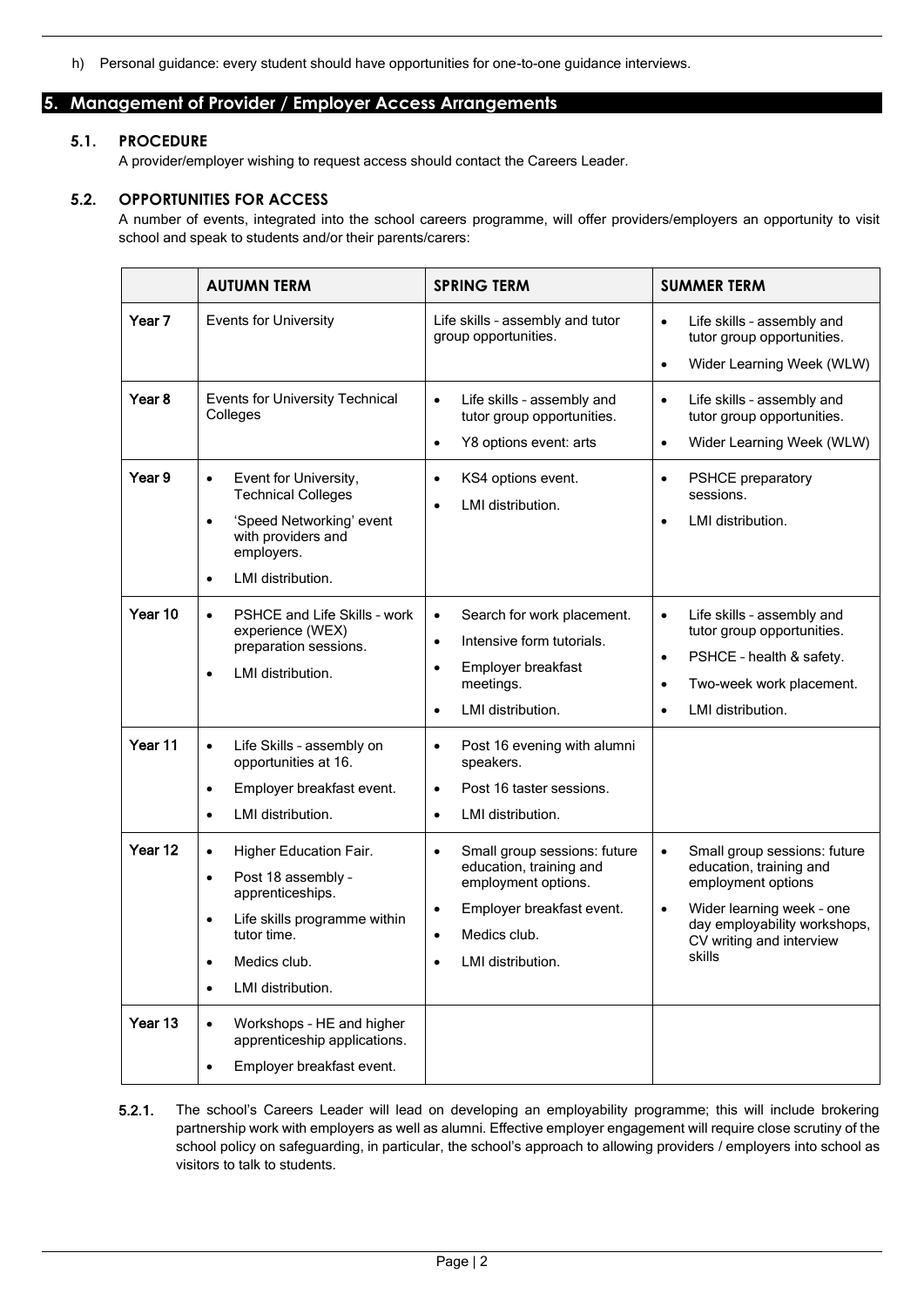h) Personal guidance: every student should have opportunities for one-to-one guidance interviews.

## 5. Management of Provider / Employer Access Arrangements

### 5.1. PROCEDURE

A provider/employer wishing to request access should contact the Careers Leader.

### 5.2. OPPORTUNITIES FOR ACCESS

A number of events, integrated into the school careers programme, will offer providers/employers an opportunity to visit school and speak to students and/or their parents/carers:

| | AUTUMN TERM | SPRING TERM | SUMMER TERM |
|---|---|---|---|
| **Year 7** | Events for University | Life skills – assembly and tutor group opportunities. | • Life skills – assembly and tutor group opportunities.<br>• Wider Learning Week (WLW) |
| **Year 8** | Events for University Technical Colleges | • Life skills – assembly and tutor group opportunities.<br>• Y8 options event: arts | • Life skills – assembly and tutor group opportunities.<br>• Wider Learning Week (WLW) |
| **Year 9** | • Event for University, Technical Colleges<br>• 'Speed Networking' event with providers and employers.<br>• LMI distribution. | • KS4 options event.<br>• LMI distribution. | • PSHCE preparatory sessions.<br>• LMI distribution. |
| **Year 10** | • PSHCE and Life Skills – work experience (WEX) preparation sessions.<br>• LMI distribution. | • Search for work placement.<br>• Intensive form tutorials.<br>• Employer breakfast meetings.<br>• LMI distribution. | • Life skills – assembly and tutor group opportunities.<br>• PSHCE – health & safety.<br>• Two-week work placement.<br>• LMI distribution. |
| **Year 11** | • Life Skills – assembly on opportunities at 16.<br>• Employer breakfast event.<br>• LMI distribution. | • Post 16 evening with alumni speakers.<br>• Post 16 taster sessions.<br>• LMI distribution. | |
| **Year 12** | • Higher Education Fair.<br>• Post 18 assembly – apprenticeships.<br>• Life skills programme within tutor time.<br>• Medics club.<br>• LMI distribution. | • Small group sessions: future education, training and employment options.<br>• Employer breakfast event.<br>• Medics club.<br>• LMI distribution. | • Small group sessions: future education, training and employment options<br>• Wider learning week – one day employability workshops, CV writing and interview skills |
| **Year 13** | • Workshops – HE and higher apprenticeship applications.<br>• Employer breakfast event. | | |

**5.2.1.** The school's Careers Leader will lead on developing an employability programme; this will include brokering partnership work with employers as well as alumni. Effective employer engagement will require close scrutiny of the school policy on safeguarding, in particular, the school's approach to allowing providers / employers into school as visitors to talk to students.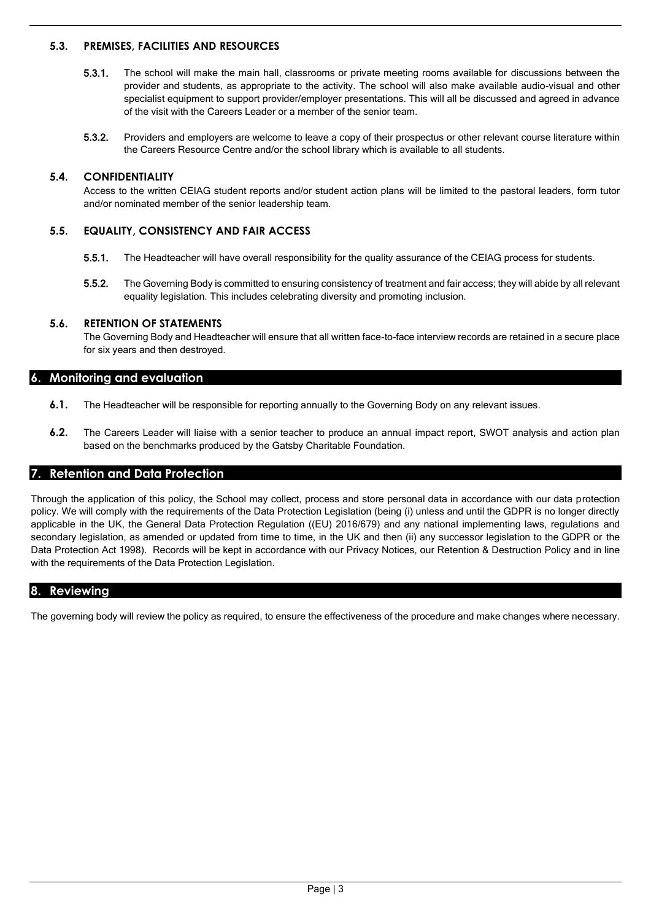### 5.3. PREMISES, FACILITIES AND RESOURCES

**5.3.1.** The school will make the main hall, classrooms or private meeting rooms available for discussions between the provider and students, as appropriate to the activity. The school will also make available audio-visual and other specialist equipment to support provider/employer presentations. This will all be discussed and agreed in advance of the visit with the Careers Leader or a member of the senior team.

**5.3.2.** Providers and employers are welcome to leave a copy of their prospectus or other relevant course literature within the Careers Resource Centre and/or the school library which is available to all students.

### 5.4. CONFIDENTIALITY

Access to the written CEIAG student reports and/or student action plans will be limited to the pastoral leaders, form tutor and/or nominated member of the senior leadership team.

### 5.5. EQUALITY, CONSISTENCY AND FAIR ACCESS

**5.5.1.** The Headteacher will have overall responsibility for the quality assurance of the CEIAG process for students.

**5.5.2.** The Governing Body is committed to ensuring consistency of treatment and fair access; they will abide by all relevant equality legislation. This includes celebrating diversity and promoting inclusion.

### 5.6. RETENTION OF STATEMENTS

The Governing Body and Headteacher will ensure that all written face-to-face interview records are retained in a secure place for six years and then destroyed.

## 6. Monitoring and evaluation

**6.1.** The Headteacher will be responsible for reporting annually to the Governing Body on any relevant issues.

**6.2.** The Careers Leader will liaise with a senior teacher to produce an annual impact report, SWOT analysis and action plan based on the benchmarks produced by the Gatsby Charitable Foundation.

## 7. Retention and Data Protection

Through the application of this policy, the School may collect, process and store personal data in accordance with our data protection policy. We will comply with the requirements of the Data Protection Legislation (being (i) unless and until the GDPR is no longer directly applicable in the UK, the General Data Protection Regulation ((EU) 2016/679) and any national implementing laws, regulations and secondary legislation, as amended or updated from time to time, in the UK and then (ii) any successor legislation to the GDPR or the Data Protection Act 1998). Records will be kept in accordance with our Privacy Notices, our Retention & Destruction Policy and in line with the requirements of the Data Protection Legislation.

## 8. Reviewing

The governing body will review the policy as required, to ensure the effectiveness of the procedure and make changes where necessary.